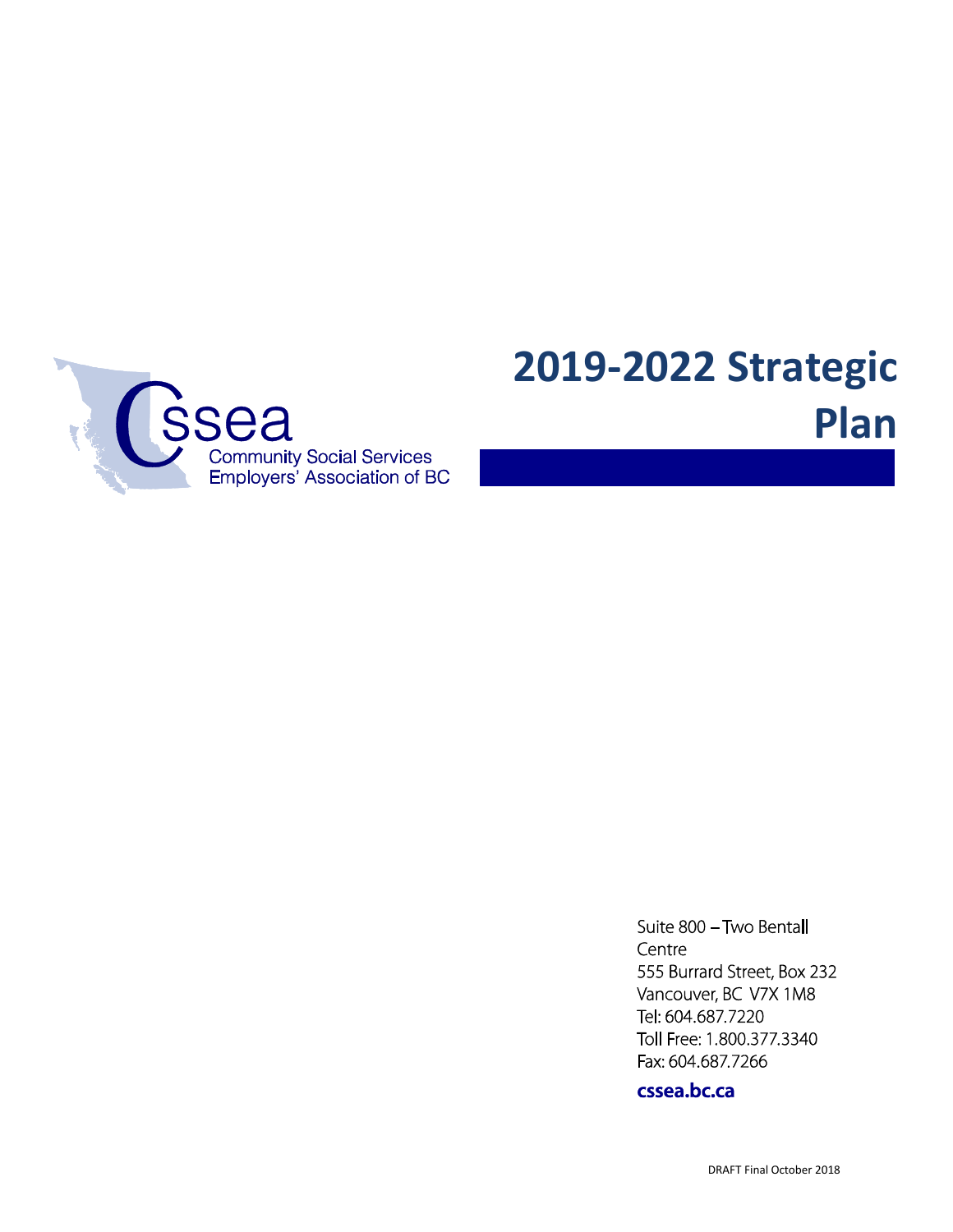cssea

Community Social Services Employers' Association of BC

# 2019-2022 Strategic Plan

Suite 800 – Two Bentall Centre
555 Burrard Street, Box 232
Vancouver, BC V7X 1M8
Tel: 604.687.7220
Toll Free: 1.800.377.3340
Fax: 604.687.7266

**cssea.bc.ca**

DRAFT Final October 2018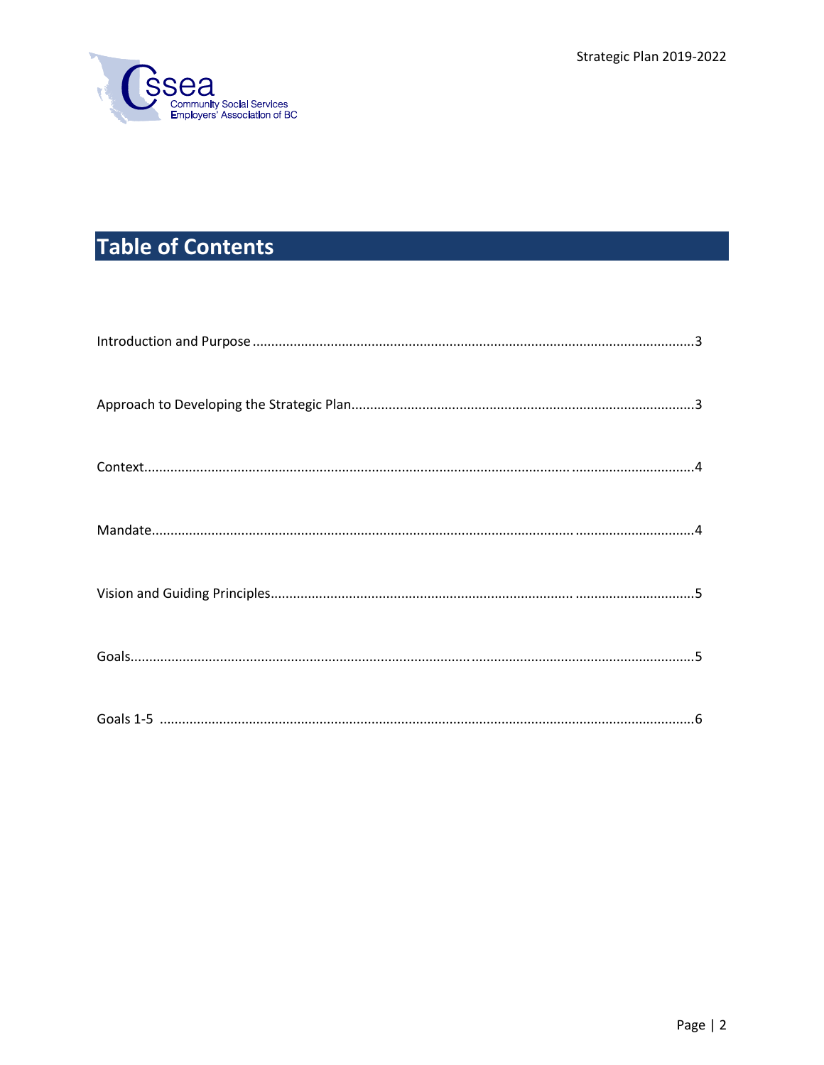# Table of Contents

| Section | Page |
| --- | --- |
| Introduction and Purpose | 3 |
| Approach to Developing the Strategic Plan | 3 |
| Context | 4 |
| Mandate | 4 |
| Vision and Guiding Principles | 5 |
| Goals | 5 |
| Goals 1-5 | 6 |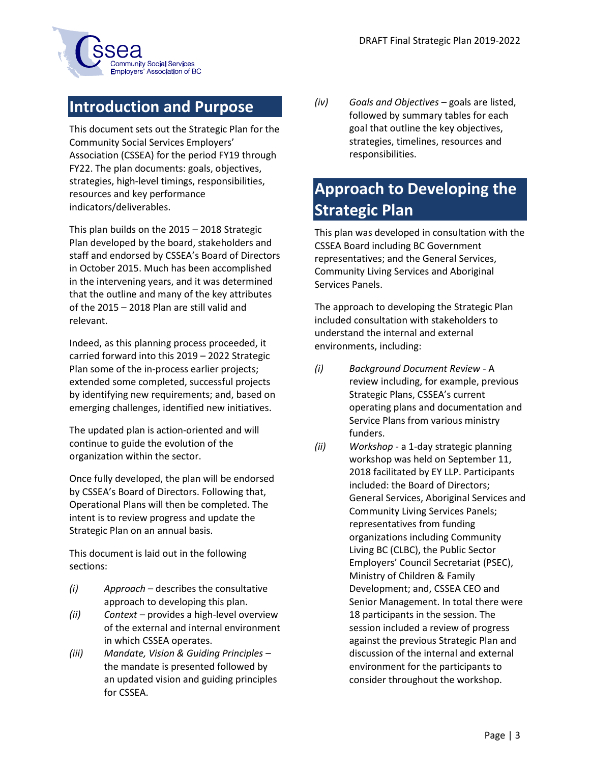## Introduction and Purpose

This document sets out the Strategic Plan for the Community Social Services Employers' Association (CSSEA) for the period FY19 through FY22. The plan documents: goals, objectives, strategies, high-level timings, responsibilities, resources and key performance indicators/deliverables.

This plan builds on the 2015 – 2018 Strategic Plan developed by the board, stakeholders and staff and endorsed by CSSEA's Board of Directors in October 2015. Much has been accomplished in the intervening years, and it was determined that the outline and many of the key attributes of the 2015 – 2018 Plan are still valid and relevant.

Indeed, as this planning process proceeded, it carried forward into this 2019 – 2022 Strategic Plan some of the in-process earlier projects; extended some completed, successful projects by identifying new requirements; and, based on emerging challenges, identified new initiatives.

The updated plan is action-oriented and will continue to guide the evolution of the organization within the sector.

Once fully developed, the plan will be endorsed by CSSEA's Board of Directors. Following that, Operational Plans will then be completed. The intent is to review progress and update the Strategic Plan on an annual basis.

This document is laid out in the following sections:

- *(i)* *Approach* – describes the consultative approach to developing this plan.
- *(ii)* *Context* – provides a high-level overview of the external and internal environment in which CSSEA operates.
- *(iii)* *Mandate, Vision & Guiding Principles* – the mandate is presented followed by an updated vision and guiding principles for CSSEA.
- *(iv)* *Goals and Objectives* – goals are listed, followed by summary tables for each goal that outline the key objectives, strategies, timelines, resources and responsibilities.

## Approach to Developing the Strategic Plan

This plan was developed in consultation with the CSSEA Board including BC Government representatives; and the General Services, Community Living Services and Aboriginal Services Panels.

The approach to developing the Strategic Plan included consultation with stakeholders to understand the internal and external environments, including:

- *(i)* *Background Document Review* - A review including, for example, previous Strategic Plans, CSSEA's current operating plans and documentation and Service Plans from various ministry funders.
- *(ii)* *Workshop* - a 1-day strategic planning workshop was held on September 11, 2018 facilitated by EY LLP. Participants included: the Board of Directors; General Services, Aboriginal Services and Community Living Services Panels; representatives from funding organizations including Community Living BC (CLBC), the Public Sector Employers' Council Secretariat (PSEC), Ministry of Children & Family Development; and, CSSEA CEO and Senior Management. In total there were 18 participants in the session. The session included a review of progress against the previous Strategic Plan and discussion of the internal and external environment for the participants to consider throughout the workshop.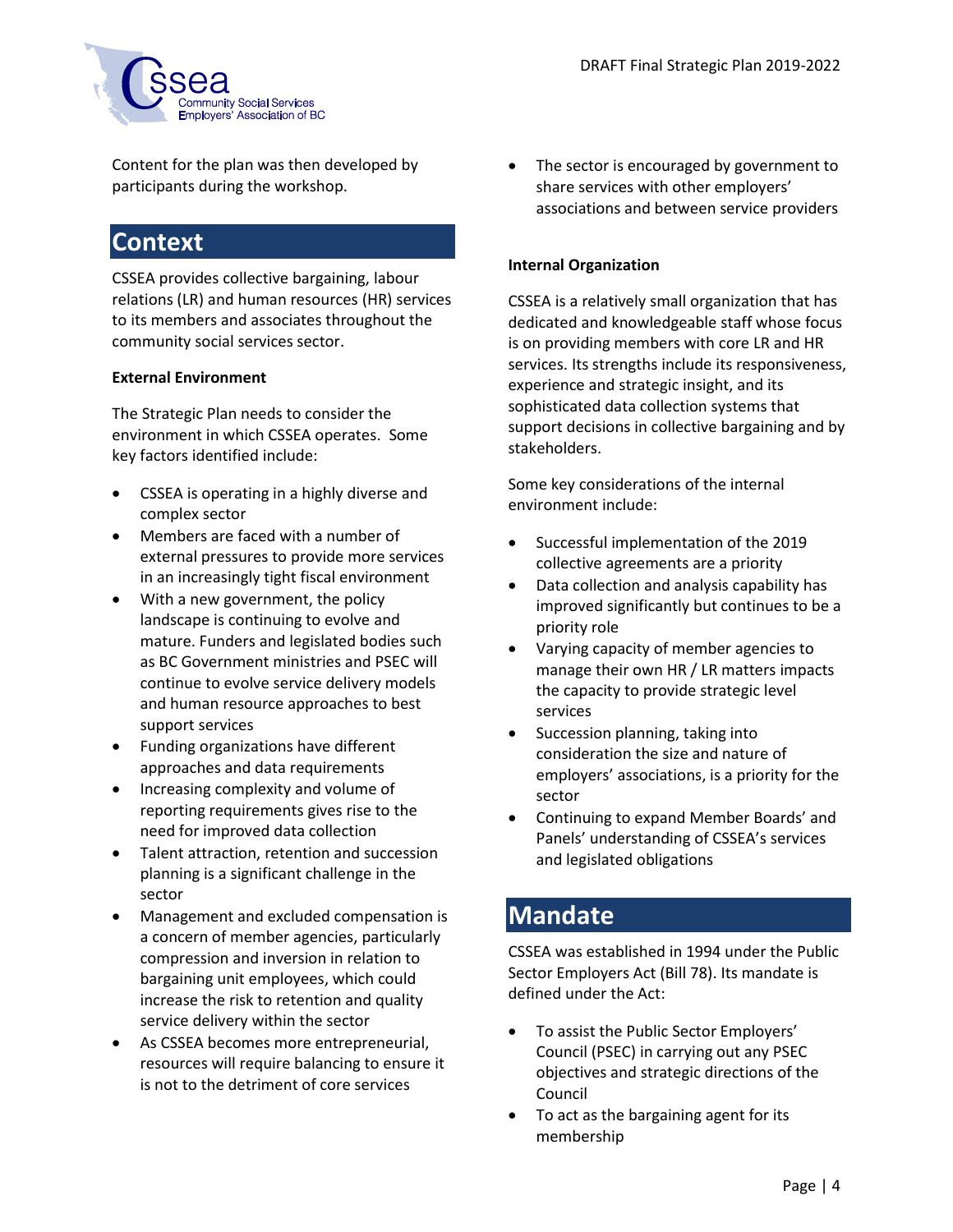Content for the plan was then developed by participants during the workshop.

## Context

CSSEA provides collective bargaining, labour relations (LR) and human resources (HR) services to its members and associates throughout the community social services sector.

**External Environment**

The Strategic Plan needs to consider the environment in which CSSEA operates. Some key factors identified include:

- CSSEA is operating in a highly diverse and complex sector
- Members are faced with a number of external pressures to provide more services in an increasingly tight fiscal environment
- With a new government, the policy landscape is continuing to evolve and mature. Funders and legislated bodies such as BC Government ministries and PSEC will continue to evolve service delivery models and human resource approaches to best support services
- Funding organizations have different approaches and data requirements
- Increasing complexity and volume of reporting requirements gives rise to the need for improved data collection
- Talent attraction, retention and succession planning is a significant challenge in the sector
- Management and excluded compensation is a concern of member agencies, particularly compression and inversion in relation to bargaining unit employees, which could increase the risk to retention and quality service delivery within the sector
- As CSSEA becomes more entrepreneurial, resources will require balancing to ensure it is not to the detriment of core services
- The sector is encouraged by government to share services with other employers' associations and between service providers

**Internal Organization**

CSSEA is a relatively small organization that has dedicated and knowledgeable staff whose focus is on providing members with core LR and HR services. Its strengths include its responsiveness, experience and strategic insight, and its sophisticated data collection systems that support decisions in collective bargaining and by stakeholders.

Some key considerations of the internal environment include:

- Successful implementation of the 2019 collective agreements are a priority
- Data collection and analysis capability has improved significantly but continues to be a priority role
- Varying capacity of member agencies to manage their own HR / LR matters impacts the capacity to provide strategic level services
- Succession planning, taking into consideration the size and nature of employers' associations, is a priority for the sector
- Continuing to expand Member Boards' and Panels' understanding of CSSEA's services and legislated obligations

## Mandate

CSSEA was established in 1994 under the Public Sector Employers Act (Bill 78). Its mandate is defined under the Act:

- To assist the Public Sector Employers' Council (PSEC) in carrying out any PSEC objectives and strategic directions of the Council
- To act as the bargaining agent for its membership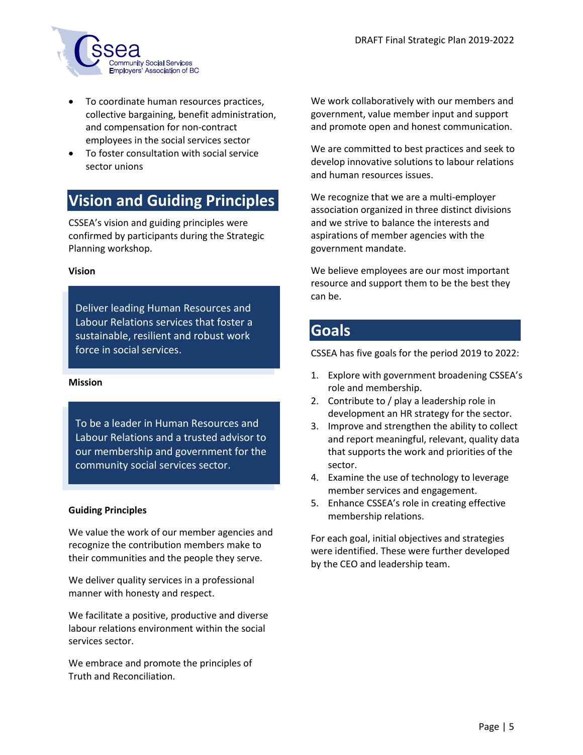- To coordinate human resources practices, collective bargaining, benefit administration, and compensation for non-contract employees in the social services sector
- To foster consultation with social service sector unions

## Vision and Guiding Principles

CSSEA's vision and guiding principles were confirmed by participants during the Strategic Planning workshop.

**Vision**

> Deliver leading Human Resources and Labour Relations services that foster a sustainable, resilient and robust work force in social services.

**Mission**

> To be a leader in Human Resources and Labour Relations and a trusted advisor to our membership and government for the community social services sector.

**Guiding Principles**

We value the work of our member agencies and recognize the contribution members make to their communities and the people they serve.

We deliver quality services in a professional manner with honesty and respect.

We facilitate a positive, productive and diverse labour relations environment within the social services sector.

We embrace and promote the principles of Truth and Reconciliation.

We work collaboratively with our members and government, value member input and support and promote open and honest communication.

We are committed to best practices and seek to develop innovative solutions to labour relations and human resources issues.

We recognize that we are a multi-employer association organized in three distinct divisions and we strive to balance the interests and aspirations of member agencies with the government mandate.

We believe employees are our most important resource and support them to be the best they can be.

## Goals

CSSEA has five goals for the period 2019 to 2022:

1. Explore with government broadening CSSEA's role and membership.
2. Contribute to / play a leadership role in development an HR strategy for the sector.
3. Improve and strengthen the ability to collect and report meaningful, relevant, quality data that supports the work and priorities of the sector.
4. Examine the use of technology to leverage member services and engagement.
5. Enhance CSSEA's role in creating effective membership relations.

For each goal, initial objectives and strategies were identified. These were further developed by the CEO and leadership team.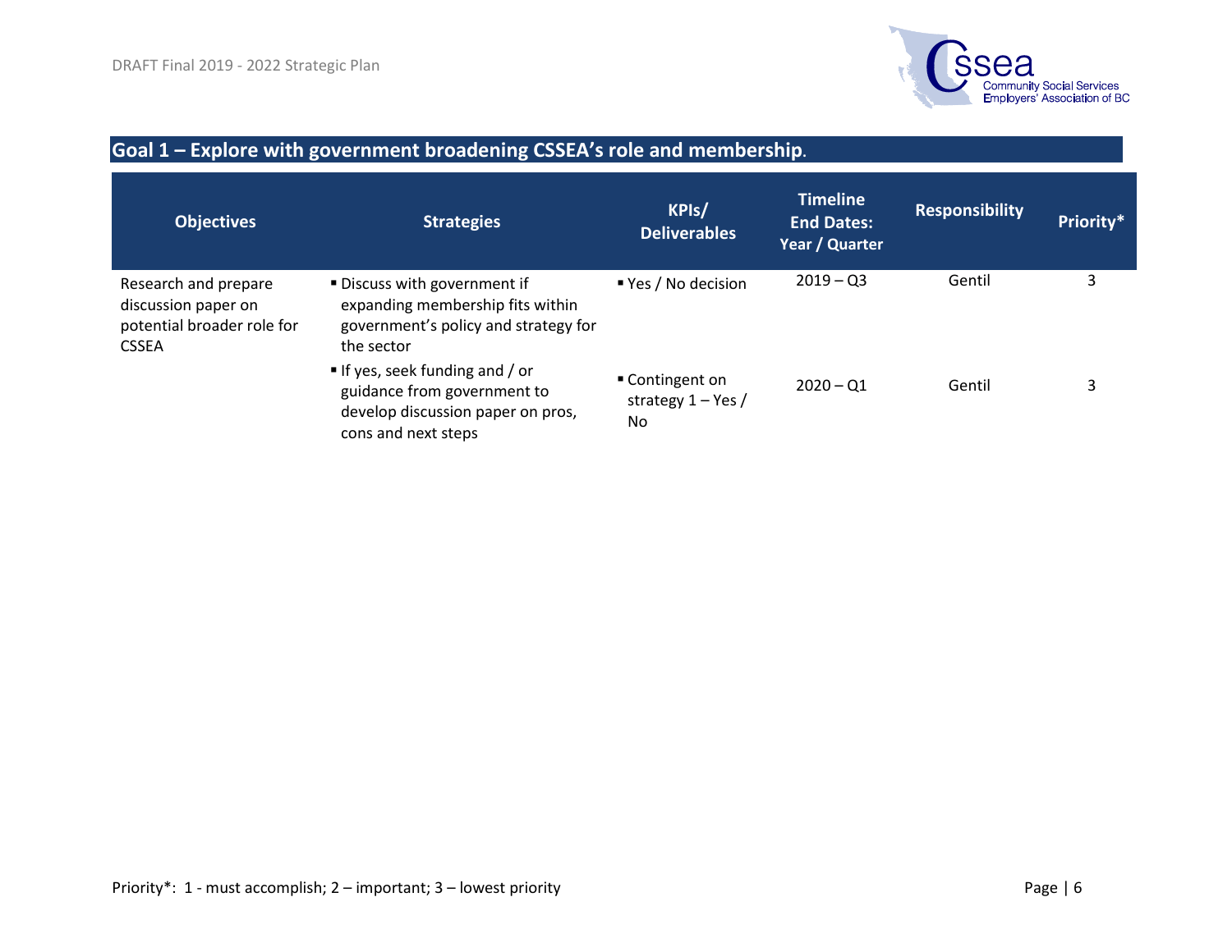## Goal 1 – Explore with government broadening CSSEA's role and membership.

| Objectives | Strategies | KPIs/ Deliverables | Timeline End Dates: Year / Quarter | Responsibility | Priority* |
|---|---|---|---|---|---|
| Research and prepare discussion paper on potential broader role for CSSEA | ▪ Discuss with government if expanding membership fits within government's policy and strategy for the sector | ▪ Yes / No decision | 2019 – Q3 | Gentil | 3 |
| | ▪ If yes, seek funding and / or guidance from government to develop discussion paper on pros, cons and next steps | ▪ Contingent on strategy 1 – Yes / No | 2020 – Q1 | Gentil | 3 |

Priority*: 1 - must accomplish; 2 – important; 3 – lowest priority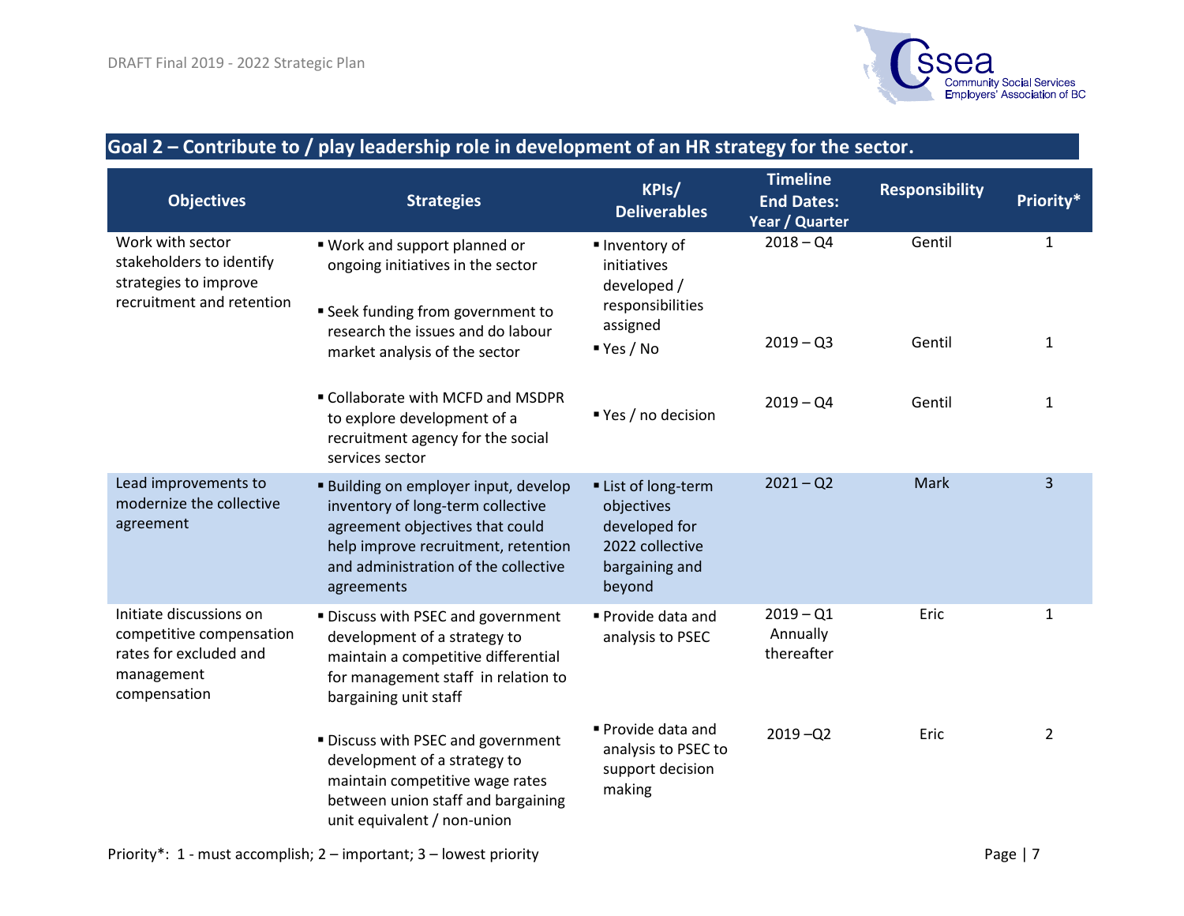## Goal 2 – Contribute to / play leadership role in development of an HR strategy for the sector.

| Objectives | Strategies | KPIs/ Deliverables | Timeline End Dates: Year / Quarter | Responsibility | Priority* |
|---|---|---|---|---|---|
| Work with sector stakeholders to identify strategies to improve recruitment and retention | ▪ Work and support planned or ongoing initiatives in the sector | ▪ Inventory of initiatives developed / responsibilities assigned | 2018 – Q4 | Gentil | 1 |
| | ▪ Seek funding from government to research the issues and do labour market analysis of the sector | ▪ Yes / No | 2019 – Q3 | Gentil | 1 |
| | ▪ Collaborate with MCFD and MSDPR to explore development of a recruitment agency for the social services sector | ▪ Yes / no decision | 2019 – Q4 | Gentil | 1 |
| Lead improvements to modernize the collective agreement | ▪ Building on employer input, develop inventory of long-term collective agreement objectives that could help improve recruitment, retention and administration of the collective agreements | ▪ List of long-term objectives developed for 2022 collective bargaining and beyond | 2021 – Q2 | Mark | 3 |
| Initiate discussions on competitive compensation rates for excluded and management compensation | ▪ Discuss with PSEC and government development of a strategy to maintain a competitive differential for management staff in relation to bargaining unit staff | ▪ Provide data and analysis to PSEC | 2019 – Q1 Annually thereafter | Eric | 1 |
| | ▪ Discuss with PSEC and government development of a strategy to maintain competitive wage rates between union staff and bargaining unit equivalent / non-union | ▪ Provide data and analysis to PSEC to support decision making | 2019 –Q2 | Eric | 2 |

Priority*: 1 - must accomplish; 2 – important; 3 – lowest priority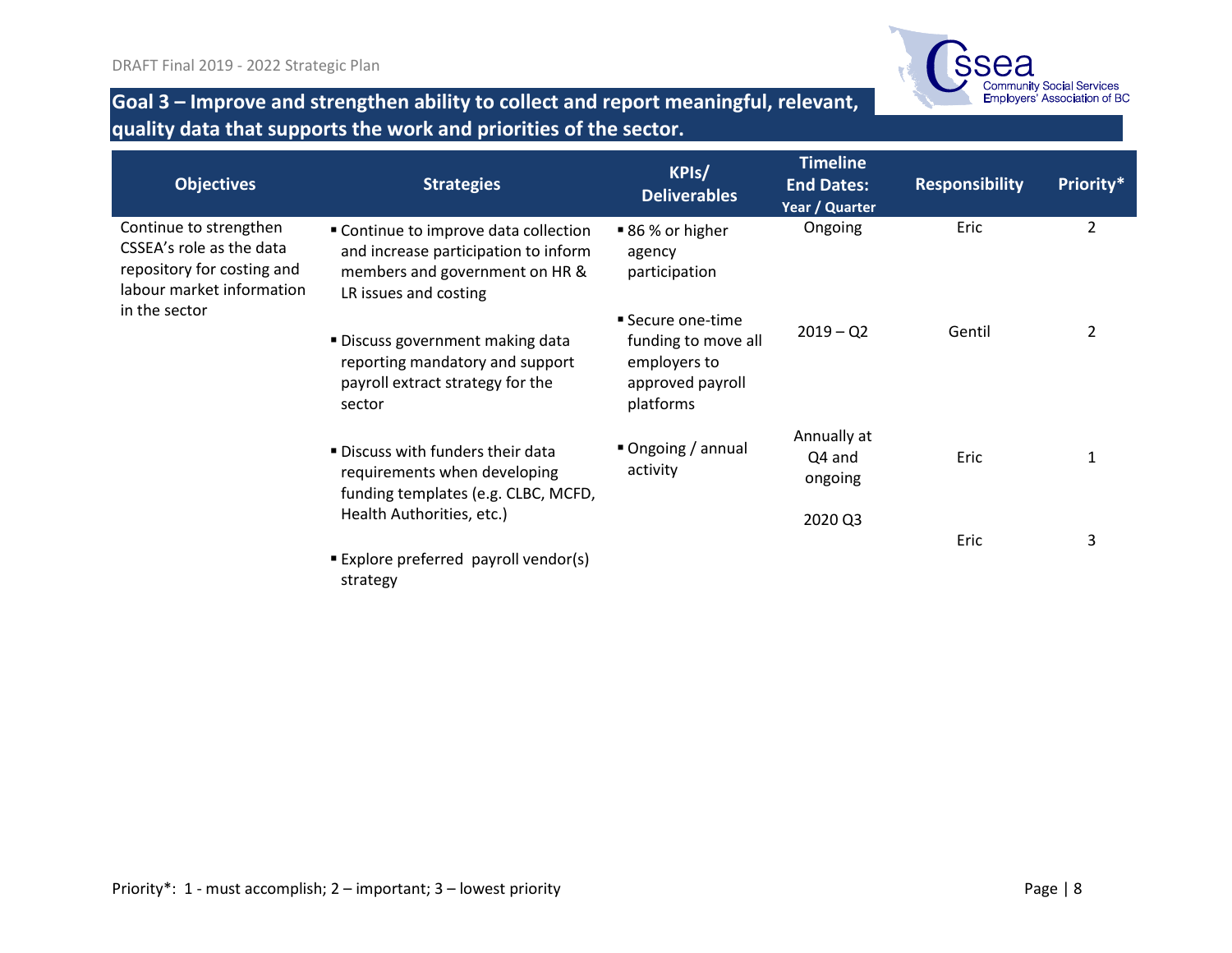## Goal 3 – Improve and strengthen ability to collect and report meaningful, relevant, quality data that supports the work and priorities of the sector.

| Objectives | Strategies | KPIs/ Deliverables | Timeline End Dates: Year / Quarter | Responsibility | Priority* |
|---|---|---|---|---|---|
| Continue to strengthen CSSEA's role as the data repository for costing and labour market information in the sector | ▪ Continue to improve data collection and increase participation to inform members and government on HR & LR issues and costing | ▪ 86 % or higher agency participation | Ongoing | Eric | 2 |
| | ▪ Discuss government making data reporting mandatory and support payroll extract strategy for the sector | ▪ Secure one-time funding to move all employers to approved payroll platforms | 2019 – Q2 | Gentil | 2 |
| | ▪ Discuss with funders their data requirements when developing funding templates (e.g. CLBC, MCFD, Health Authorities, etc.) | ▪ Ongoing / annual activity | Annually at Q4 and ongoing | Eric | 1 |
| | ▪ Explore preferred payroll vendor(s) strategy | | 2020 Q3 | Eric | 3 |

Priority*: 1 - must accomplish; 2 – important; 3 – lowest priority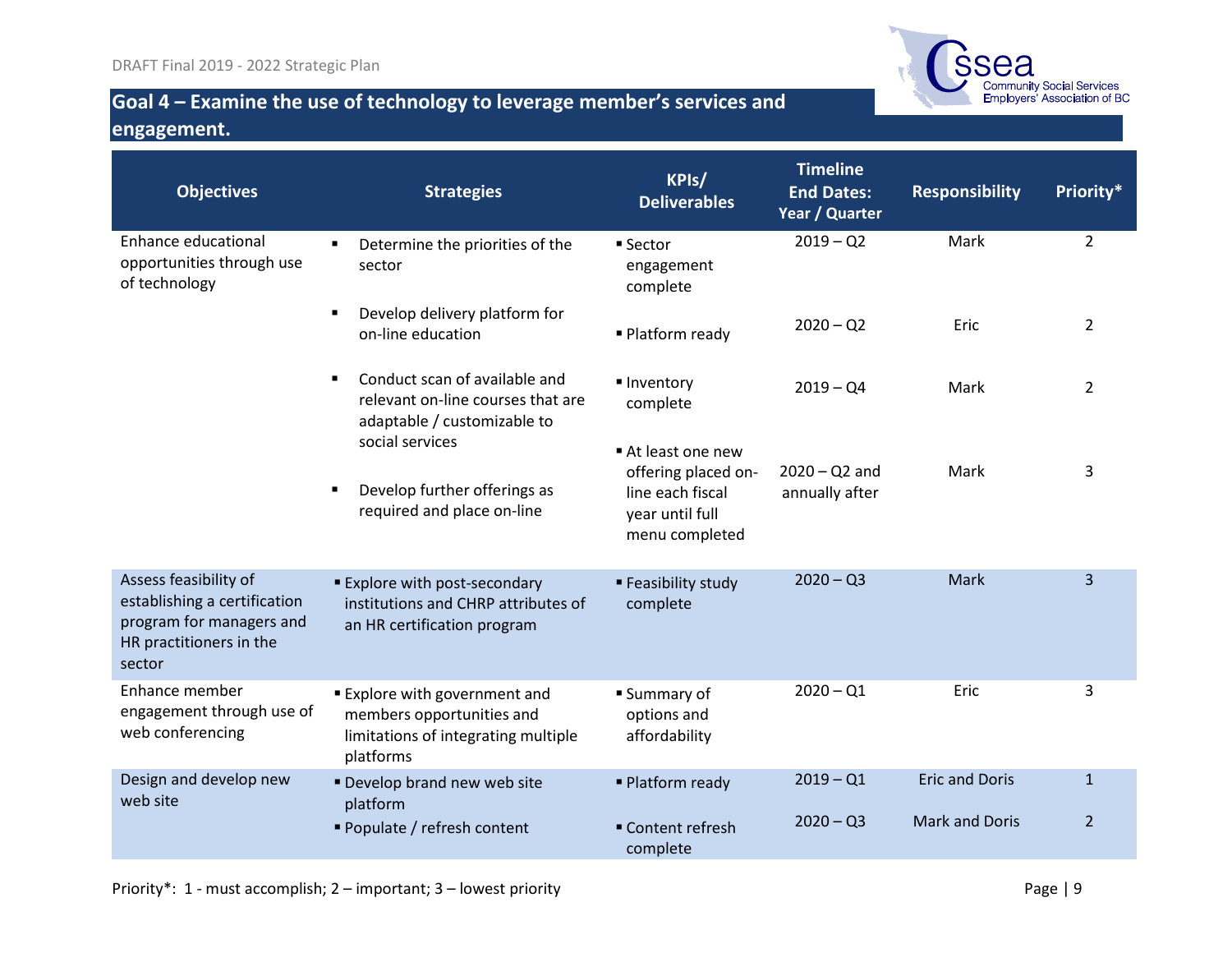## Goal 4 – Examine the use of technology to leverage member's services and engagement.

| Objectives | Strategies | KPIs/ Deliverables | Timeline End Dates: Year / Quarter | Responsibility | Priority* |
|---|---|---|---|---|---|
| Enhance educational opportunities through use of technology | ▪ Determine the priorities of the sector | ▪ Sector engagement complete | 2019 – Q2 | Mark | 2 |
| | ▪ Develop delivery platform for on-line education | ▪ Platform ready | 2020 – Q2 | Eric | 2 |
| | ▪ Conduct scan of available and relevant on-line courses that are adaptable / customizable to social services | ▪ Inventory complete | 2019 – Q4 | Mark | 2 |
| | ▪ Develop further offerings as required and place on-line | ▪ At least one new offering placed on-line each fiscal year until full menu completed | 2020 – Q2 and annually after | Mark | 3 |
| Assess feasibility of establishing a certification program for managers and HR practitioners in the sector | ▪ Explore with post-secondary institutions and CHRP attributes of an HR certification program | ▪ Feasibility study complete | 2020 – Q3 | Mark | 3 |
| Enhance member engagement through use of web conferencing | ▪ Explore with government and members opportunities and limitations of integrating multiple platforms | ▪ Summary of options and affordability | 2020 – Q1 | Eric | 3 |
| Design and develop new web site | ▪ Develop brand new web site platform | ▪ Platform ready | 2019 – Q1 | Eric and Doris | 1 |
| | ▪ Populate / refresh content | ▪ Content refresh complete | 2020 – Q3 | Mark and Doris | 2 |

Priority*: 1 - must accomplish; 2 – important; 3 – lowest priority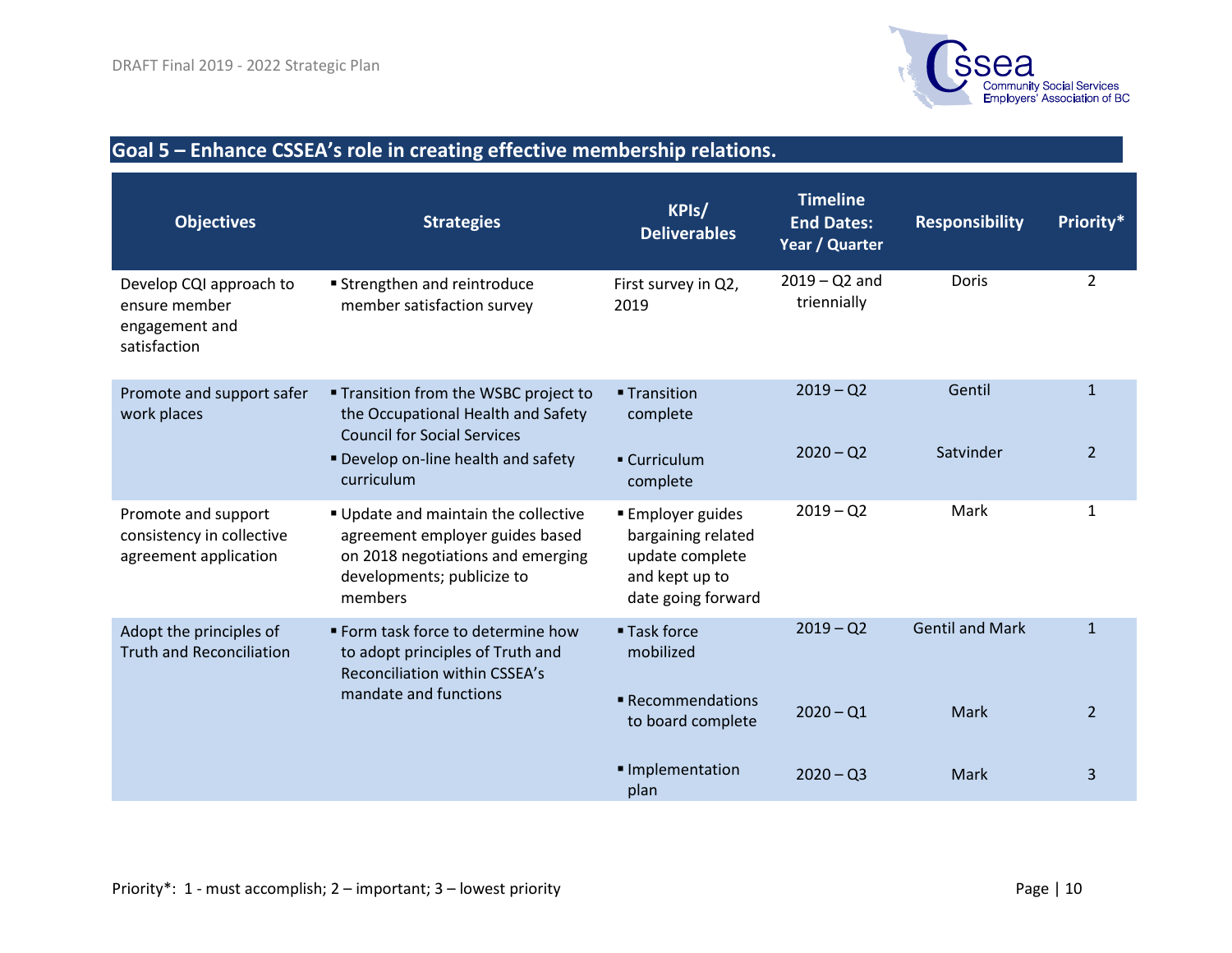## Goal 5 – Enhance CSSEA's role in creating effective membership relations.

| Objectives | Strategies | KPIs/ Deliverables | Timeline End Dates: Year / Quarter | Responsibility | Priority* |
|---|---|---|---|---|---|
| Develop CQI approach to ensure member engagement and satisfaction | ▪ Strengthen and reintroduce member satisfaction survey | First survey in Q2, 2019 | 2019 – Q2 and triennially | Doris | 2 |
| Promote and support safer work places | ▪ Transition from the WSBC project to the Occupational Health and Safety Council for Social Services | ▪ Transition complete | 2019 – Q2 | Gentil | 1 |
| | ▪ Develop on-line health and safety curriculum | ▪ Curriculum complete | 2020 – Q2 | Satvinder | 2 |
| Promote and support consistency in collective agreement application | ▪ Update and maintain the collective agreement employer guides based on 2018 negotiations and emerging developments; publicize to members | ▪ Employer guides bargaining related update complete and kept up to date going forward | 2019 – Q2 | Mark | 1 |
| Adopt the principles of Truth and Reconciliation | ▪ Form task force to determine how to adopt principles of Truth and Reconciliation within CSSEA's mandate and functions | ▪ Task force mobilized | 2019 – Q2 | Gentil and Mark | 1 |
| | | ▪ Recommendations to board complete | 2020 – Q1 | Mark | 2 |
| | | ▪ Implementation plan | 2020 – Q3 | Mark | 3 |

Priority*: 1 - must accomplish; 2 – important; 3 – lowest priority